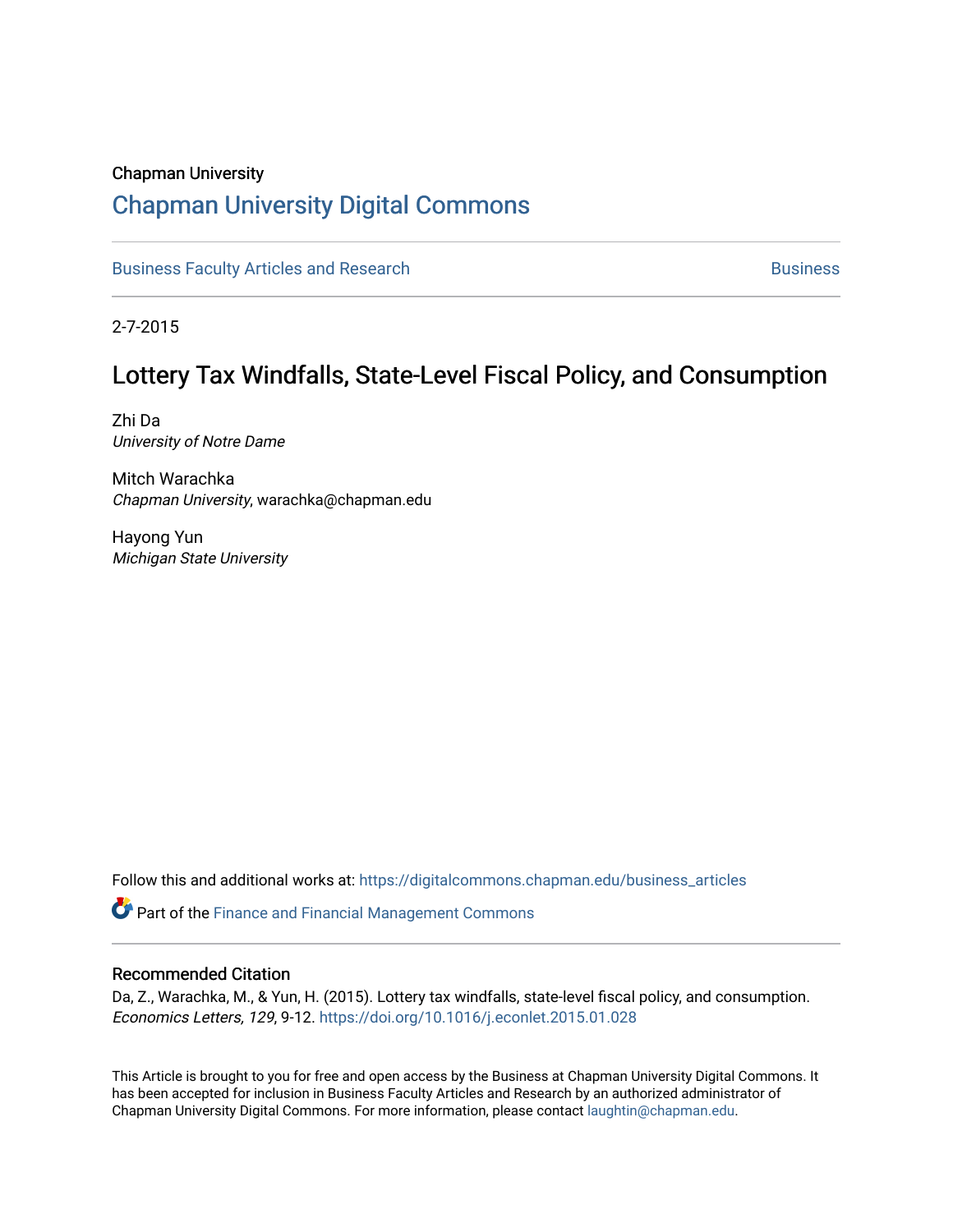Chapman University

# Chapman University Digital Commons

Business Faculty Articles and Research | Business

2-7-2015

## Lottery Tax Windfalls, State-Level Fiscal Policy, and Consumption

Zhi Da
*University of Notre Dame*

Mitch Warachka
*Chapman University*, warachka@chapman.edu

Hayong Yun
*Michigan State University*

Follow this and additional works at: https://digitalcommons.chapman.edu/business_articles

Part of the Finance and Financial Management Commons

### Recommended Citation

Da, Z., Warachka, M., & Yun, H. (2015). Lottery tax windfalls, state-level fiscal policy, and consumption. *Economics Letters, 129*, 9-12. https://doi.org/10.1016/j.econlet.2015.01.028

This Article is brought to you for free and open access by the Business at Chapman University Digital Commons. It has been accepted for inclusion in Business Faculty Articles and Research by an authorized administrator of Chapman University Digital Commons. For more information, please contact laughtin@chapman.edu.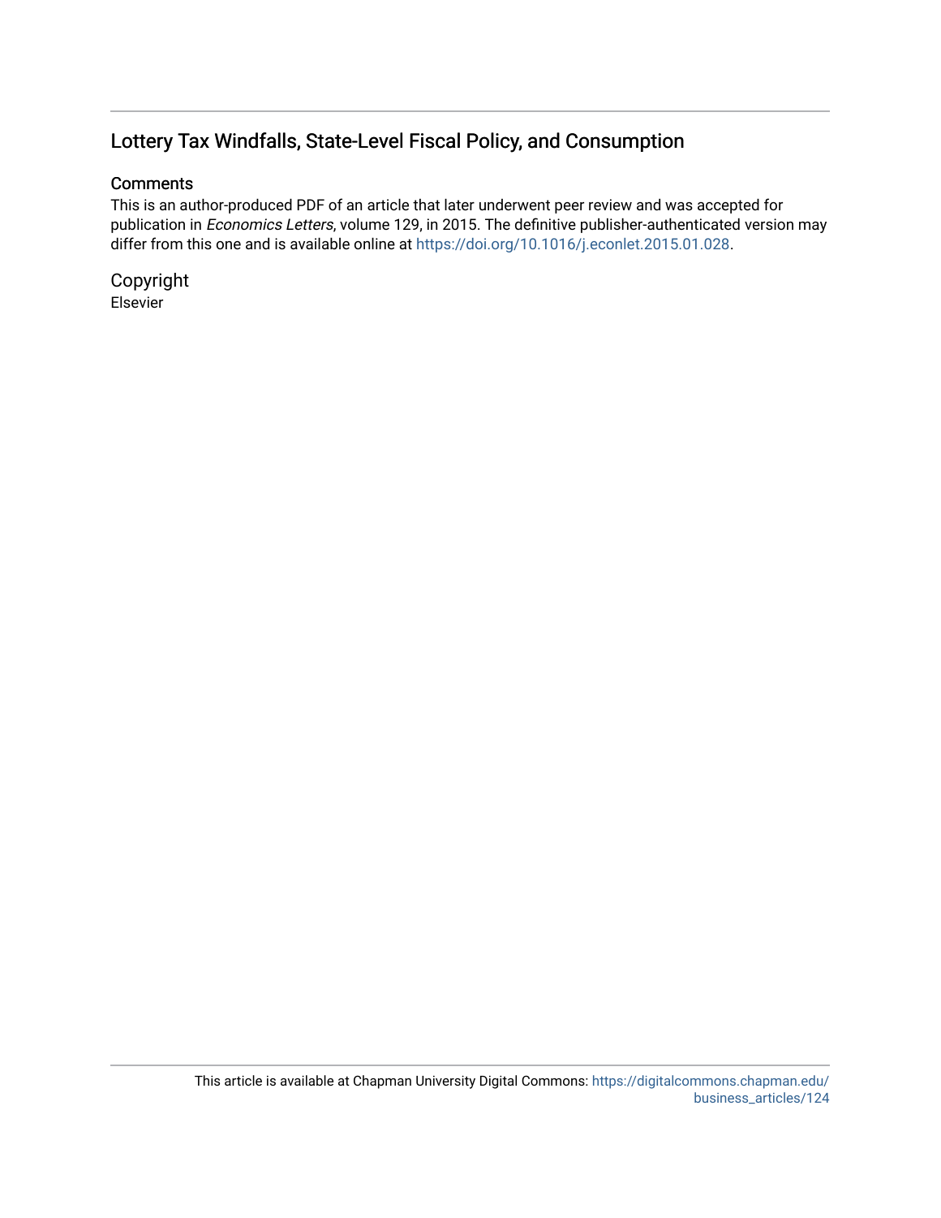# Lottery Tax Windfalls, State-Level Fiscal Policy, and Consumption

## Comments

This is an author-produced PDF of an article that later underwent peer review and was accepted for publication in *Economics Letters*, volume 129, in 2015. The definitive publisher-authenticated version may differ from this one and is available online at https://doi.org/10.1016/j.econlet.2015.01.028.

## Copyright

Elsevier

This article is available at Chapman University Digital Commons: https://digitalcommons.chapman.edu/business_articles/124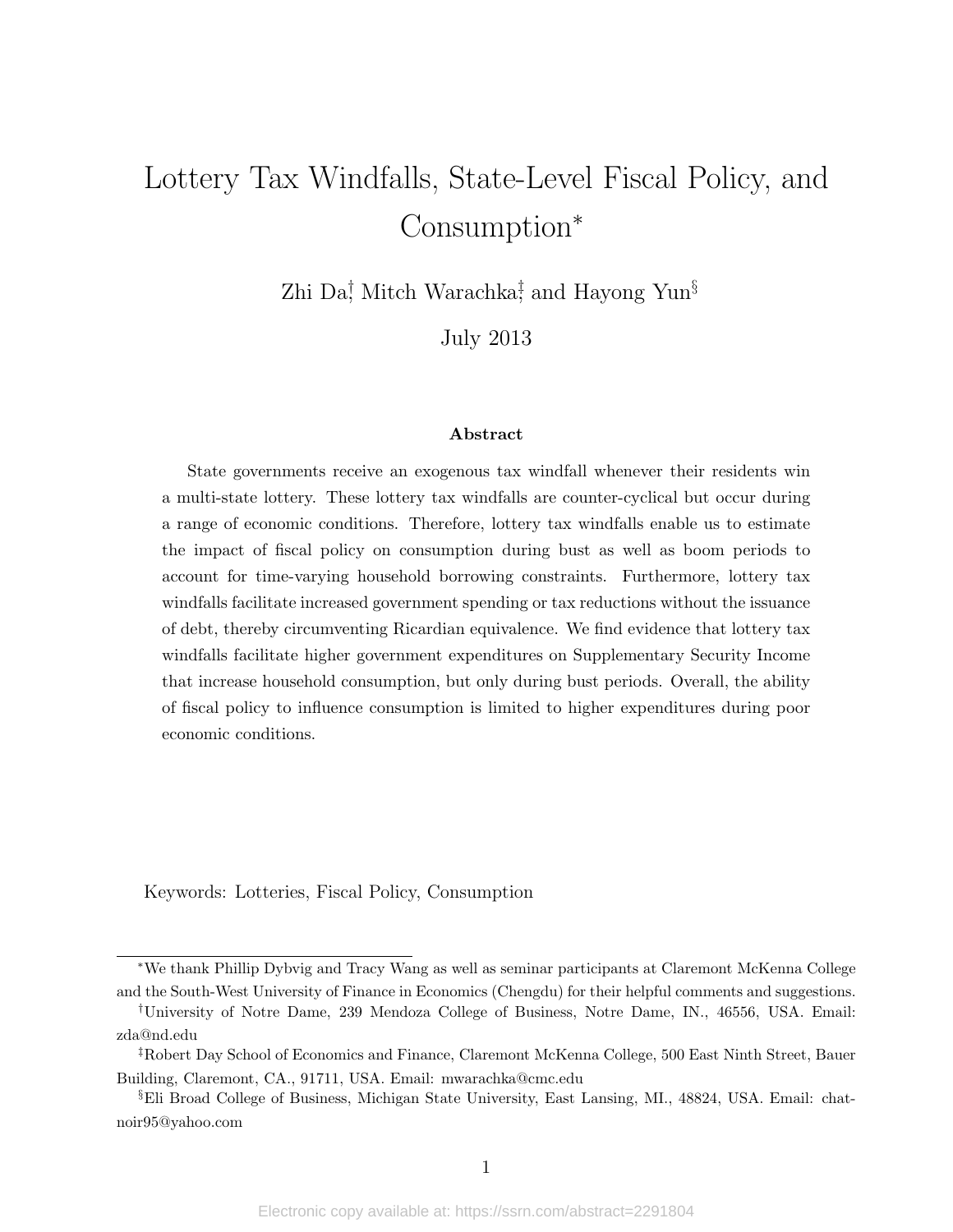# Lottery Tax Windfalls, State-Level Fiscal Policy, and Consumption*

Zhi Da[†], Mitch Warachka[‡], and Hayong Yun[§]

July 2013

### Abstract

State governments receive an exogenous tax windfall whenever their residents win a multi-state lottery. These lottery tax windfalls are counter-cyclical but occur during a range of economic conditions. Therefore, lottery tax windfalls enable us to estimate the impact of fiscal policy on consumption during bust as well as boom periods to account for time-varying household borrowing constraints. Furthermore, lottery tax windfalls facilitate increased government spending or tax reductions without the issuance of debt, thereby circumventing Ricardian equivalence. We find evidence that lottery tax windfalls facilitate higher government expenditures on Supplementary Security Income that increase household consumption, but only during bust periods. Overall, the ability of fiscal policy to influence consumption is limited to higher expenditures during poor economic conditions.

Keywords: Lotteries, Fiscal Policy, Consumption

---

*We thank Phillip Dybvig and Tracy Wang as well as seminar participants at Claremont McKenna College and the South-West University of Finance in Economics (Chengdu) for their helpful comments and suggestions.

[†]University of Notre Dame, 239 Mendoza College of Business, Notre Dame, IN., 46556, USA. Email: zda@nd.edu

[‡]Robert Day School of Economics and Finance, Claremont McKenna College, 500 East Ninth Street, Bauer Building, Claremont, CA., 91711, USA. Email: mwarachka@cmc.edu

[§]Eli Broad College of Business, Michigan State University, East Lansing, MI., 48824, USA. Email: chatnoir95@yahoo.com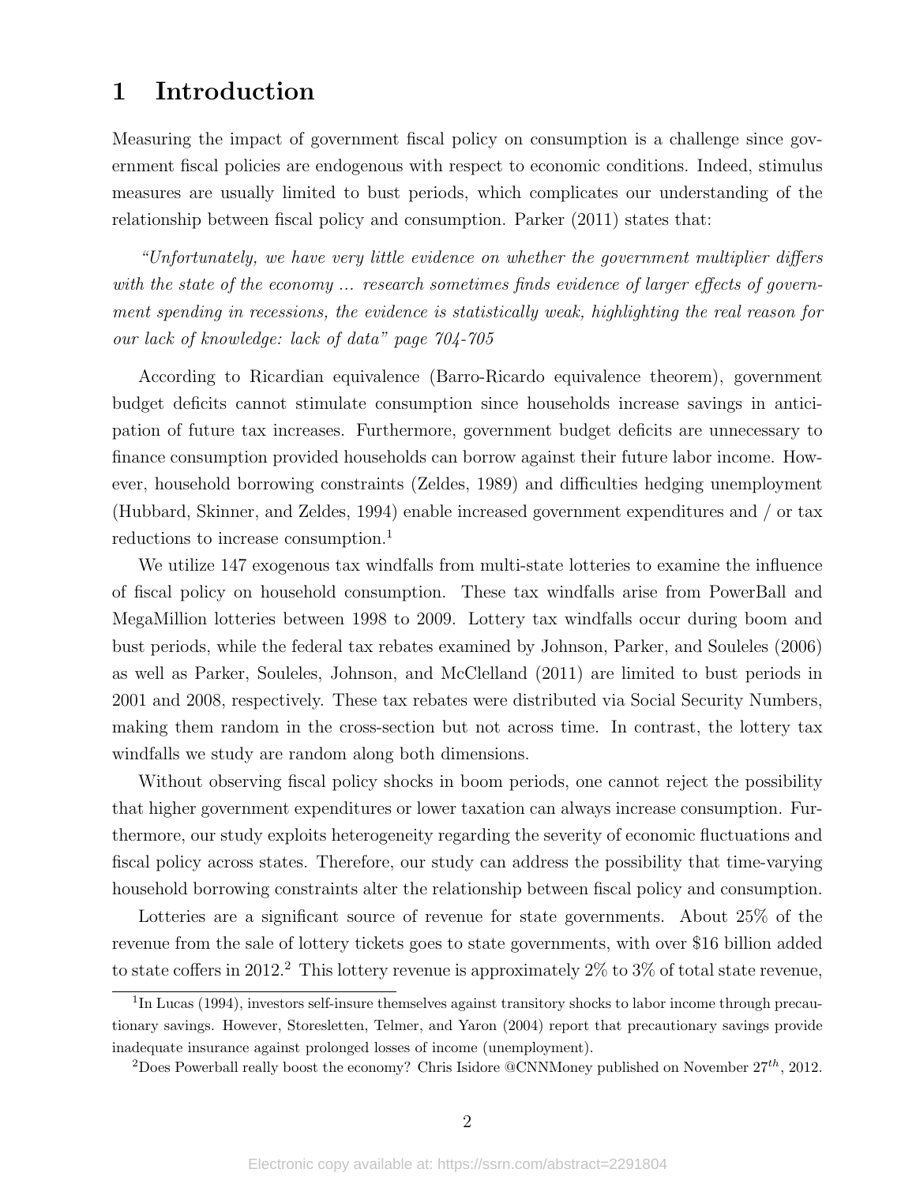# 1 Introduction

Measuring the impact of government fiscal policy on consumption is a challenge since government fiscal policies are endogenous with respect to economic conditions. Indeed, stimulus measures are usually limited to bust periods, which complicates our understanding of the relationship between fiscal policy and consumption. Parker (2011) states that:

> *"Unfortunately, we have very little evidence on whether the government multiplier differs with the state of the economy ... research sometimes finds evidence of larger effects of government spending in recessions, the evidence is statistically weak, highlighting the real reason for our lack of knowledge: lack of data" page 704-705*

According to Ricardian equivalence (Barro-Ricardo equivalence theorem), government budget deficits cannot stimulate consumption since households increase savings in anticipation of future tax increases. Furthermore, government budget deficits are unnecessary to finance consumption provided households can borrow against their future labor income. However, household borrowing constraints (Zeldes, 1989) and difficulties hedging unemployment (Hubbard, Skinner, and Zeldes, 1994) enable increased government expenditures and / or tax reductions to increase consumption.[1]

We utilize 147 exogenous tax windfalls from multi-state lotteries to examine the influence of fiscal policy on household consumption. These tax windfalls arise from PowerBall and MegaMillion lotteries between 1998 to 2009. Lottery tax windfalls occur during boom and bust periods, while the federal tax rebates examined by Johnson, Parker, and Souleles (2006) as well as Parker, Souleles, Johnson, and McClelland (2011) are limited to bust periods in 2001 and 2008, respectively. These tax rebates were distributed via Social Security Numbers, making them random in the cross-section but not across time. In contrast, the lottery tax windfalls we study are random along both dimensions.

Without observing fiscal policy shocks in boom periods, one cannot reject the possibility that higher government expenditures or lower taxation can always increase consumption. Furthermore, our study exploits heterogeneity regarding the severity of economic fluctuations and fiscal policy across states. Therefore, our study can address the possibility that time-varying household borrowing constraints alter the relationship between fiscal policy and consumption.

Lotteries are a significant source of revenue for state governments. About 25% of the revenue from the sale of lottery tickets goes to state governments, with over $16 billion added to state coffers in 2012.[2] This lottery revenue is approximately 2% to 3% of total state revenue,

[1] In Lucas (1994), investors self-insure themselves against transitory shocks to labor income through precautionary savings. However, Storesletten, Telmer, and Yaron (2004) report that precautionary savings provide inadequate insurance against prolonged losses of income (unemployment).

[2] Does Powerball really boost the economy? Chris Isidore @CNNMoney published on November 27$^{th}$, 2012.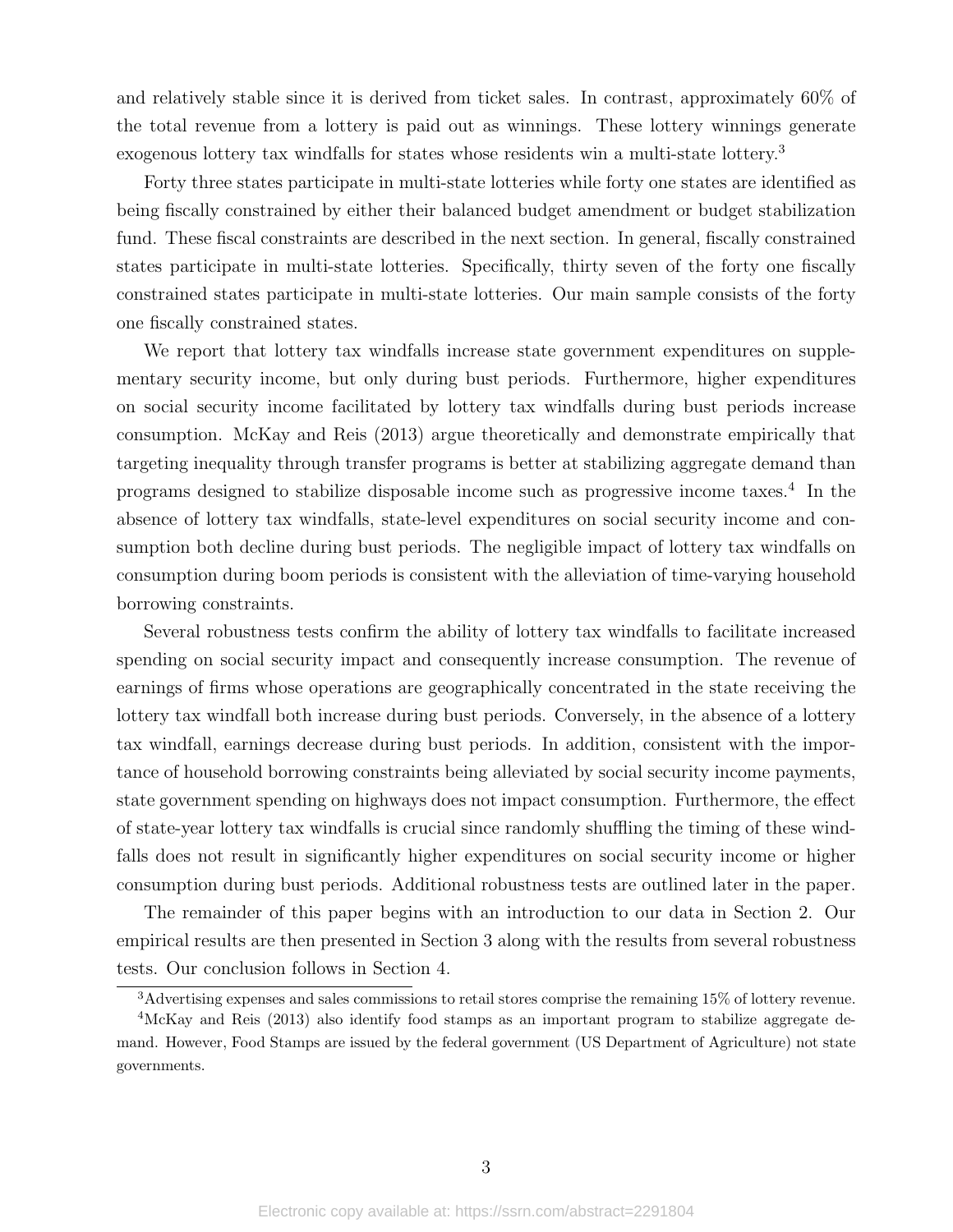and relatively stable since it is derived from ticket sales. In contrast, approximately 60% of the total revenue from a lottery is paid out as winnings. These lottery winnings generate exogenous lottery tax windfalls for states whose residents win a multi-state lottery.[3]

Forty three states participate in multi-state lotteries while forty one states are identified as being fiscally constrained by either their balanced budget amendment or budget stabilization fund. These fiscal constraints are described in the next section. In general, fiscally constrained states participate in multi-state lotteries. Specifically, thirty seven of the forty one fiscally constrained states participate in multi-state lotteries. Our main sample consists of the forty one fiscally constrained states.

We report that lottery tax windfalls increase state government expenditures on supplementary security income, but only during bust periods. Furthermore, higher expenditures on social security income facilitated by lottery tax windfalls during bust periods increase consumption. McKay and Reis (2013) argue theoretically and demonstrate empirically that targeting inequality through transfer programs is better at stabilizing aggregate demand than programs designed to stabilize disposable income such as progressive income taxes.[4] In the absence of lottery tax windfalls, state-level expenditures on social security income and consumption both decline during bust periods. The negligible impact of lottery tax windfalls on consumption during boom periods is consistent with the alleviation of time-varying household borrowing constraints.

Several robustness tests confirm the ability of lottery tax windfalls to facilitate increased spending on social security impact and consequently increase consumption. The revenue of earnings of firms whose operations are geographically concentrated in the state receiving the lottery tax windfall both increase during bust periods. Conversely, in the absence of a lottery tax windfall, earnings decrease during bust periods. In addition, consistent with the importance of household borrowing constraints being alleviated by social security income payments, state government spending on highways does not impact consumption. Furthermore, the effect of state-year lottery tax windfalls is crucial since randomly shuffling the timing of these windfalls does not result in significantly higher expenditures on social security income or higher consumption during bust periods. Additional robustness tests are outlined later in the paper.

The remainder of this paper begins with an introduction to our data in Section 2. Our empirical results are then presented in Section 3 along with the results from several robustness tests. Our conclusion follows in Section 4.

[3]Advertising expenses and sales commissions to retail stores comprise the remaining 15% of lottery revenue.

[4]McKay and Reis (2013) also identify food stamps as an important program to stabilize aggregate demand. However, Food Stamps are issued by the federal government (US Department of Agriculture) not state governments.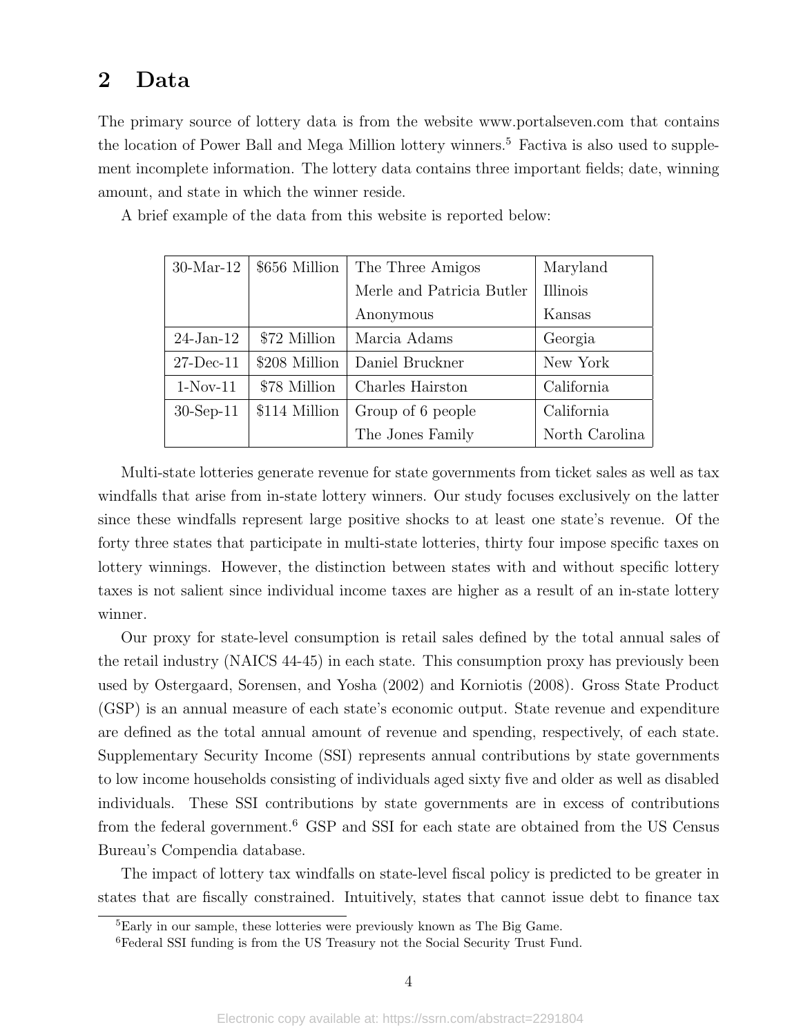## 2 Data

The primary source of lottery data is from the website www.portalseven.com that contains the location of Power Ball and Mega Million lottery winners.[5] Factiva is also used to supplement incomplete information. The lottery data contains three important fields; date, winning amount, and state in which the winner reside.

A brief example of the data from this website is reported below:

| | | | |
|---|---|---|---|
| 30-Mar-12 | $656 Million | The Three Amigos | Maryland |
| | | Merle and Patricia Butler | Illinois |
| | | Anonymous | Kansas |
| 24-Jan-12 | $72 Million | Marcia Adams | Georgia |
| 27-Dec-11 | $208 Million | Daniel Bruckner | New York |
| 1-Nov-11 | $78 Million | Charles Hairston | California |
| 30-Sep-11 | $114 Million | Group of 6 people | California |
| | | The Jones Family | North Carolina |

Multi-state lotteries generate revenue for state governments from ticket sales as well as tax windfalls that arise from in-state lottery winners. Our study focuses exclusively on the latter since these windfalls represent large positive shocks to at least one state's revenue. Of the forty three states that participate in multi-state lotteries, thirty four impose specific taxes on lottery winnings. However, the distinction between states with and without specific lottery taxes is not salient since individual income taxes are higher as a result of an in-state lottery winner.

Our proxy for state-level consumption is retail sales defined by the total annual sales of the retail industry (NAICS 44-45) in each state. This consumption proxy has previously been used by Ostergaard, Sorensen, and Yosha (2002) and Korniotis (2008). Gross State Product (GSP) is an annual measure of each state's economic output. State revenue and expenditure are defined as the total annual amount of revenue and spending, respectively, of each state. Supplementary Security Income (SSI) represents annual contributions by state governments to low income households consisting of individuals aged sixty five and older as well as disabled individuals. These SSI contributions by state governments are in excess of contributions from the federal government.[6] GSP and SSI for each state are obtained from the US Census Bureau's Compendia database.

The impact of lottery tax windfalls on state-level fiscal policy is predicted to be greater in states that are fiscally constrained. Intuitively, states that cannot issue debt to finance tax

[5] Early in our sample, these lotteries were previously known as The Big Game.

[6] Federal SSI funding is from the US Treasury not the Social Security Trust Fund.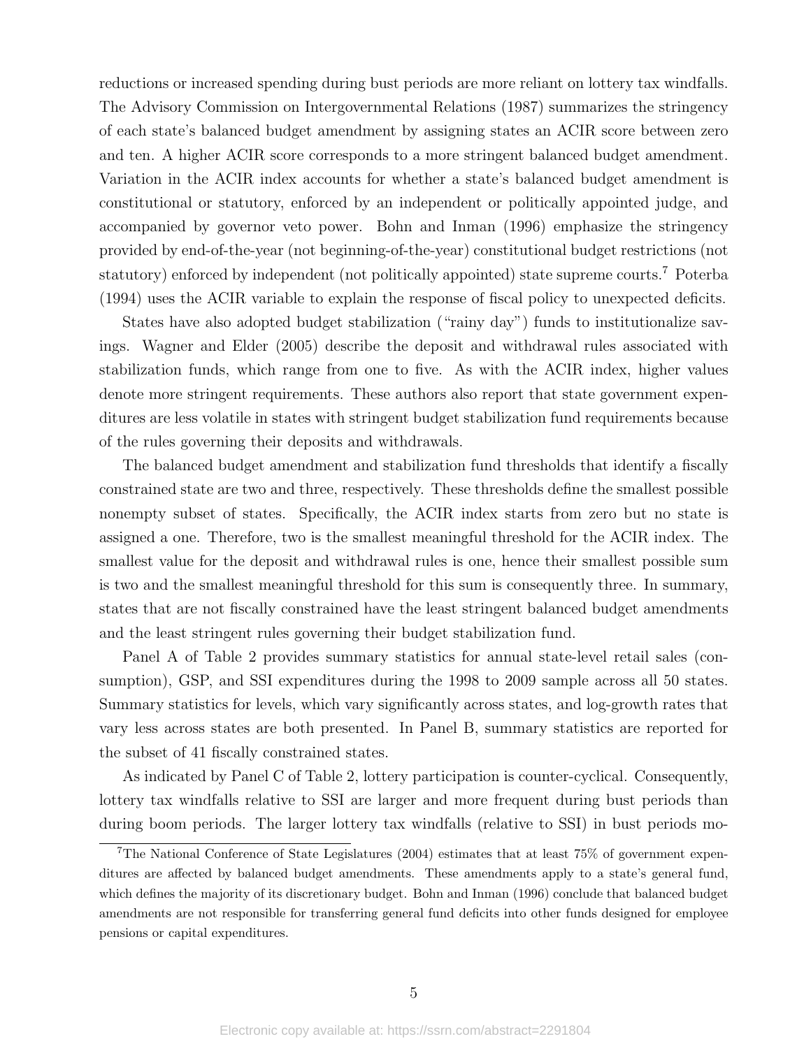reductions or increased spending during bust periods are more reliant on lottery tax windfalls. The Advisory Commission on Intergovernmental Relations (1987) summarizes the stringency of each state's balanced budget amendment by assigning states an ACIR score between zero and ten. A higher ACIR score corresponds to a more stringent balanced budget amendment. Variation in the ACIR index accounts for whether a state's balanced budget amendment is constitutional or statutory, enforced by an independent or politically appointed judge, and accompanied by governor veto power. Bohn and Inman (1996) emphasize the stringency provided by end-of-the-year (not beginning-of-the-year) constitutional budget restrictions (not statutory) enforced by independent (not politically appointed) state supreme courts.[7] Poterba (1994) uses the ACIR variable to explain the response of fiscal policy to unexpected deficits.

States have also adopted budget stabilization ("rainy day") funds to institutionalize savings. Wagner and Elder (2005) describe the deposit and withdrawal rules associated with stabilization funds, which range from one to five. As with the ACIR index, higher values denote more stringent requirements. These authors also report that state government expenditures are less volatile in states with stringent budget stabilization fund requirements because of the rules governing their deposits and withdrawals.

The balanced budget amendment and stabilization fund thresholds that identify a fiscally constrained state are two and three, respectively. These thresholds define the smallest possible nonempty subset of states. Specifically, the ACIR index starts from zero but no state is assigned a one. Therefore, two is the smallest meaningful threshold for the ACIR index. The smallest value for the deposit and withdrawal rules is one, hence their smallest possible sum is two and the smallest meaningful threshold for this sum is consequently three. In summary, states that are not fiscally constrained have the least stringent balanced budget amendments and the least stringent rules governing their budget stabilization fund.

Panel A of Table 2 provides summary statistics for annual state-level retail sales (consumption), GSP, and SSI expenditures during the 1998 to 2009 sample across all 50 states. Summary statistics for levels, which vary significantly across states, and log-growth rates that vary less across states are both presented. In Panel B, summary statistics are reported for the subset of 41 fiscally constrained states.

As indicated by Panel C of Table 2, lottery participation is counter-cyclical. Consequently, lottery tax windfalls relative to SSI are larger and more frequent during bust periods than during boom periods. The larger lottery tax windfalls (relative to SSI) in bust periods mo-

[7] The National Conference of State Legislatures (2004) estimates that at least 75% of government expenditures are affected by balanced budget amendments. These amendments apply to a state's general fund, which defines the majority of its discretionary budget. Bohn and Inman (1996) conclude that balanced budget amendments are not responsible for transferring general fund deficits into other funds designed for employee pensions or capital expenditures.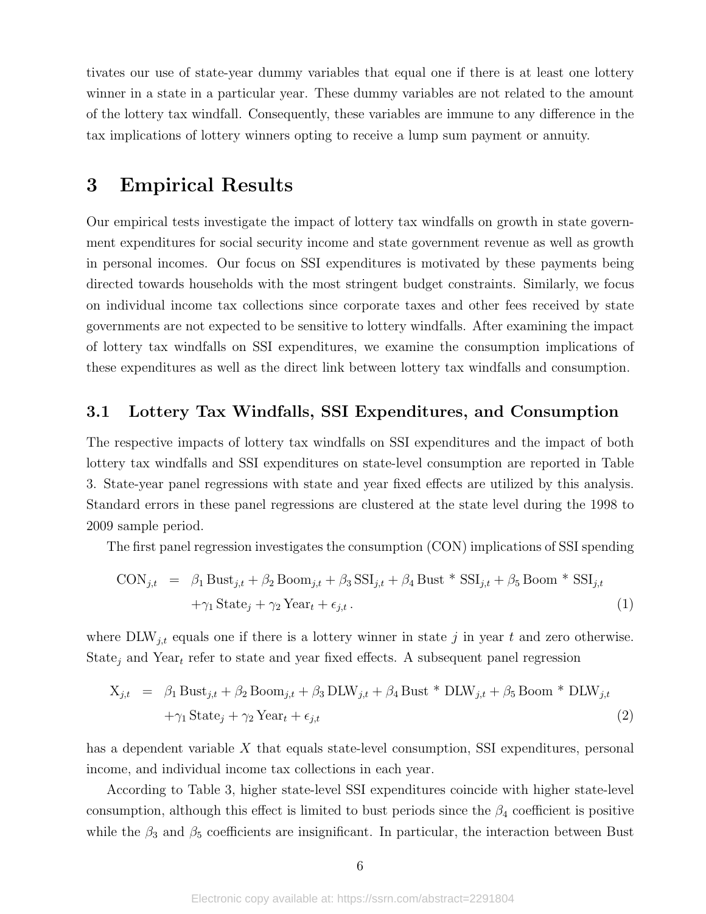tivates our use of state-year dummy variables that equal one if there is at least one lottery winner in a state in a particular year. These dummy variables are not related to the amount of the lottery tax windfall. Consequently, these variables are immune to any difference in the tax implications of lottery winners opting to receive a lump sum payment or annuity.

# 3 Empirical Results

Our empirical tests investigate the impact of lottery tax windfalls on growth in state government expenditures for social security income and state government revenue as well as growth in personal incomes. Our focus on SSI expenditures is motivated by these payments being directed towards households with the most stringent budget constraints. Similarly, we focus on individual income tax collections since corporate taxes and other fees received by state governments are not expected to be sensitive to lottery windfalls. After examining the impact of lottery tax windfalls on SSI expenditures, we examine the consumption implications of these expenditures as well as the direct link between lottery tax windfalls and consumption.

## 3.1 Lottery Tax Windfalls, SSI Expenditures, and Consumption

The respective impacts of lottery tax windfalls on SSI expenditures and the impact of both lottery tax windfalls and SSI expenditures on state-level consumption are reported in Table 3. State-year panel regressions with state and year fixed effects are utilized by this analysis. Standard errors in these panel regressions are clustered at the state level during the 1998 to 2009 sample period.

The first panel regression investigates the consumption (CON) implications of SSI spending

$$\begin{aligned} \text{CON}_{j,t} &= \beta_1 \,\text{Bust}_{j,t} + \beta_2 \,\text{Boom}_{j,t} + \beta_3 \,\text{SSI}_{j,t} + \beta_4 \,\text{Bust} * \text{SSI}_{j,t} + \beta_5 \,\text{Boom} * \text{SSI}_{j,t} \\ &\quad + \gamma_1 \,\text{State}_j + \gamma_2 \,\text{Year}_t + \epsilon_{j,t} \,. \end{aligned} \tag{1}$$

where $\text{DLW}_{j,t}$ equals one if there is a lottery winner in state $j$ in year $t$ and zero otherwise. $\text{State}_j$ and $\text{Year}_t$ refer to state and year fixed effects. A subsequent panel regression

$$\begin{aligned} \text{X}_{j,t} &= \beta_1 \,\text{Bust}_{j,t} + \beta_2 \,\text{Boom}_{j,t} + \beta_3 \,\text{DLW}_{j,t} + \beta_4 \,\text{Bust} * \text{DLW}_{j,t} + \beta_5 \,\text{Boom} * \text{DLW}_{j,t} \\ &\quad + \gamma_1 \,\text{State}_j + \gamma_2 \,\text{Year}_t + \epsilon_{j,t} \end{aligned} \tag{2}$$

has a dependent variable $X$ that equals state-level consumption, SSI expenditures, personal income, and individual income tax collections in each year.

According to Table 3, higher state-level SSI expenditures coincide with higher state-level consumption, although this effect is limited to bust periods since the $\beta_4$ coefficient is positive while the $\beta_3$ and $\beta_5$ coefficients are insignificant. In particular, the interaction between Bust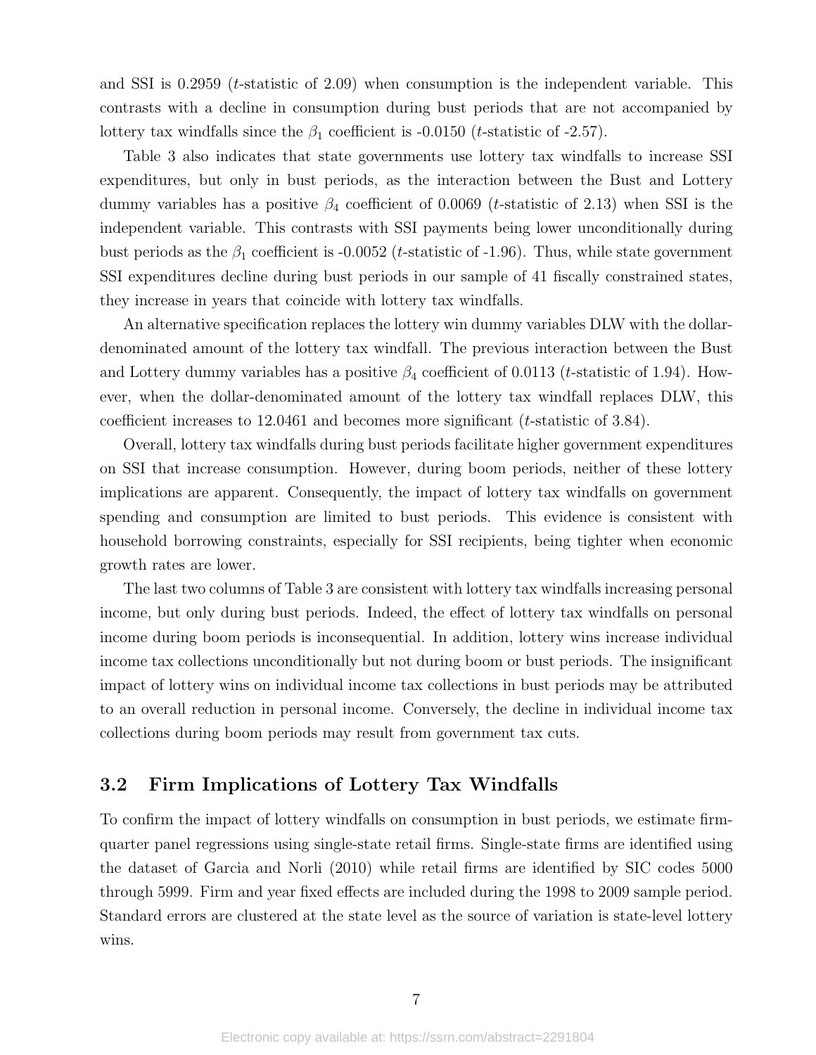and SSI is 0.2959 ($t$-statistic of 2.09) when consumption is the independent variable. This contrasts with a decline in consumption during bust periods that are not accompanied by lottery tax windfalls since the $\beta_1$ coefficient is -0.0150 ($t$-statistic of -2.57).

Table 3 also indicates that state governments use lottery tax windfalls to increase SSI expenditures, but only in bust periods, as the interaction between the Bust and Lottery dummy variables has a positive $\beta_4$ coefficient of 0.0069 ($t$-statistic of 2.13) when SSI is the independent variable. This contrasts with SSI payments being lower unconditionally during bust periods as the $\beta_1$ coefficient is -0.0052 ($t$-statistic of -1.96). Thus, while state government SSI expenditures decline during bust periods in our sample of 41 fiscally constrained states, they increase in years that coincide with lottery tax windfalls.

An alternative specification replaces the lottery win dummy variables DLW with the dollar-denominated amount of the lottery tax windfall. The previous interaction between the Bust and Lottery dummy variables has a positive $\beta_4$ coefficient of 0.0113 ($t$-statistic of 1.94). However, when the dollar-denominated amount of the lottery tax windfall replaces DLW, this coefficient increases to 12.0461 and becomes more significant ($t$-statistic of 3.84).

Overall, lottery tax windfalls during bust periods facilitate higher government expenditures on SSI that increase consumption. However, during boom periods, neither of these lottery implications are apparent. Consequently, the impact of lottery tax windfalls on government spending and consumption are limited to bust periods. This evidence is consistent with household borrowing constraints, especially for SSI recipients, being tighter when economic growth rates are lower.

The last two columns of Table 3 are consistent with lottery tax windfalls increasing personal income, but only during bust periods. Indeed, the effect of lottery tax windfalls on personal income during boom periods is inconsequential. In addition, lottery wins increase individual income tax collections unconditionally but not during boom or bust periods. The insignificant impact of lottery wins on individual income tax collections in bust periods may be attributed to an overall reduction in personal income. Conversely, the decline in individual income tax collections during boom periods may result from government tax cuts.

## 3.2 Firm Implications of Lottery Tax Windfalls

To confirm the impact of lottery windfalls on consumption in bust periods, we estimate firm-quarter panel regressions using single-state retail firms. Single-state firms are identified using the dataset of Garcia and Norli (2010) while retail firms are identified by SIC codes 5000 through 5999. Firm and year fixed effects are included during the 1998 to 2009 sample period. Standard errors are clustered at the state level as the source of variation is state-level lottery wins.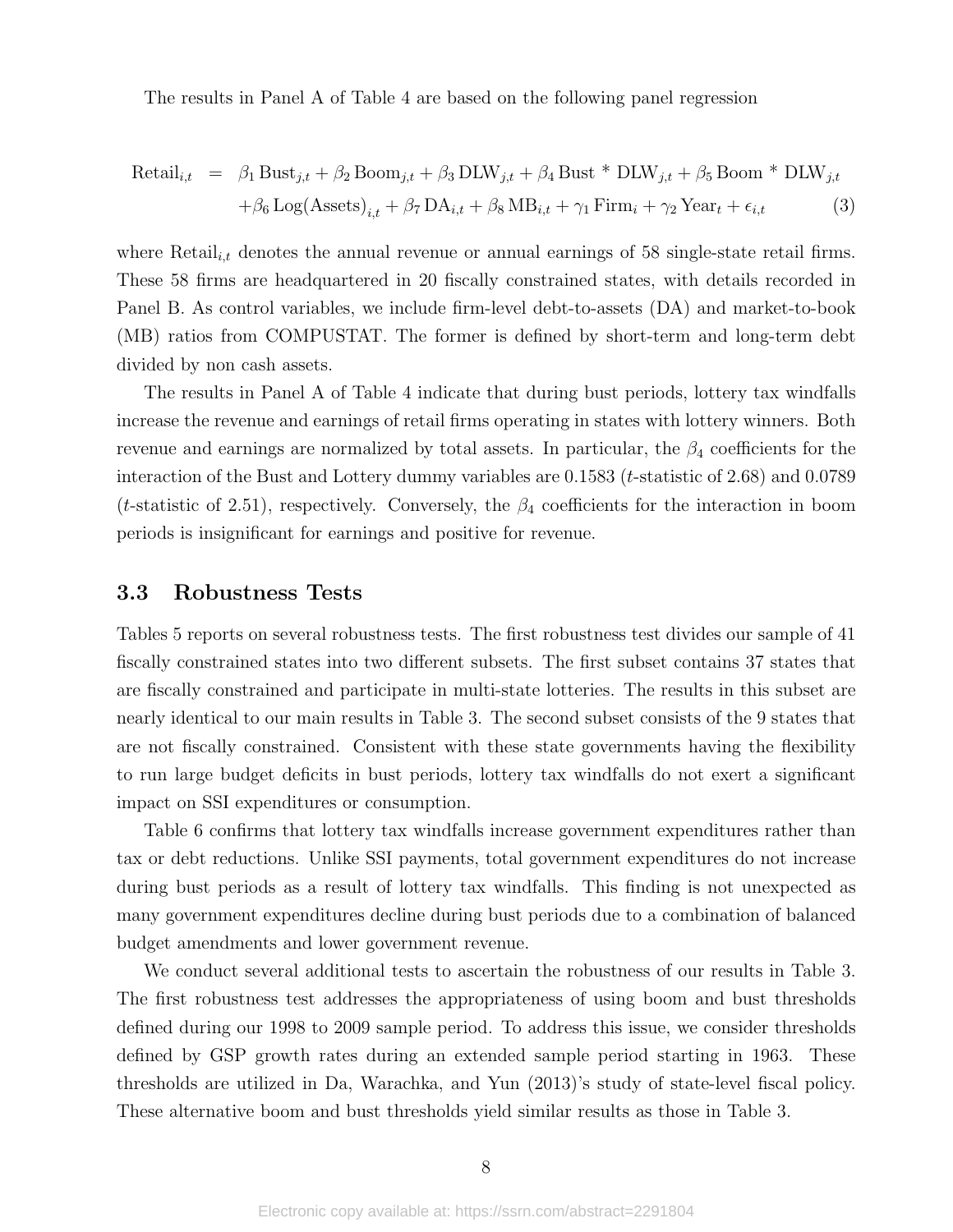The results in Panel A of Table 4 are based on the following panel regression

$$
\begin{aligned}
\text{Retail}_{i,t} \;=\;& \beta_1 \,\text{Bust}_{j,t} + \beta_2 \,\text{Boom}_{j,t} + \beta_3 \,\text{DLW}_{j,t} + \beta_4 \,\text{Bust} * \text{DLW}_{j,t} + \beta_5 \,\text{Boom} * \text{DLW}_{j,t} \\
& + \beta_6 \,\text{Log(Assets)}_{i,t} + \beta_7 \,\text{DA}_{i,t} + \beta_8 \,\text{MB}_{i,t} + \gamma_1 \,\text{Firm}_i + \gamma_2 \,\text{Year}_t + \epsilon_{i,t} \qquad (3)
\end{aligned}
$$

where $\text{Retail}_{i,t}$ denotes the annual revenue or annual earnings of 58 single-state retail firms. These 58 firms are headquartered in 20 fiscally constrained states, with details recorded in Panel B. As control variables, we include firm-level debt-to-assets (DA) and market-to-book (MB) ratios from COMPUSTAT. The former is defined by short-term and long-term debt divided by non cash assets.

The results in Panel A of Table 4 indicate that during bust periods, lottery tax windfalls increase the revenue and earnings of retail firms operating in states with lottery winners. Both revenue and earnings are normalized by total assets. In particular, the $\beta_4$ coefficients for the interaction of the Bust and Lottery dummy variables are 0.1583 ($t$-statistic of 2.68) and 0.0789 ($t$-statistic of 2.51), respectively. Conversely, the $\beta_4$ coefficients for the interaction in boom periods is insignificant for earnings and positive for revenue.

## 3.3 Robustness Tests

Tables 5 reports on several robustness tests. The first robustness test divides our sample of 41 fiscally constrained states into two different subsets. The first subset contains 37 states that are fiscally constrained and participate in multi-state lotteries. The results in this subset are nearly identical to our main results in Table 3. The second subset consists of the 9 states that are not fiscally constrained. Consistent with these state governments having the flexibility to run large budget deficits in bust periods, lottery tax windfalls do not exert a significant impact on SSI expenditures or consumption.

Table 6 confirms that lottery tax windfalls increase government expenditures rather than tax or debt reductions. Unlike SSI payments, total government expenditures do not increase during bust periods as a result of lottery tax windfalls. This finding is not unexpected as many government expenditures decline during bust periods due to a combination of balanced budget amendments and lower government revenue.

We conduct several additional tests to ascertain the robustness of our results in Table 3. The first robustness test addresses the appropriateness of using boom and bust thresholds defined during our 1998 to 2009 sample period. To address this issue, we consider thresholds defined by GSP growth rates during an extended sample period starting in 1963. These thresholds are utilized in Da, Warachka, and Yun (2013)'s study of state-level fiscal policy. These alternative boom and bust thresholds yield similar results as those in Table 3.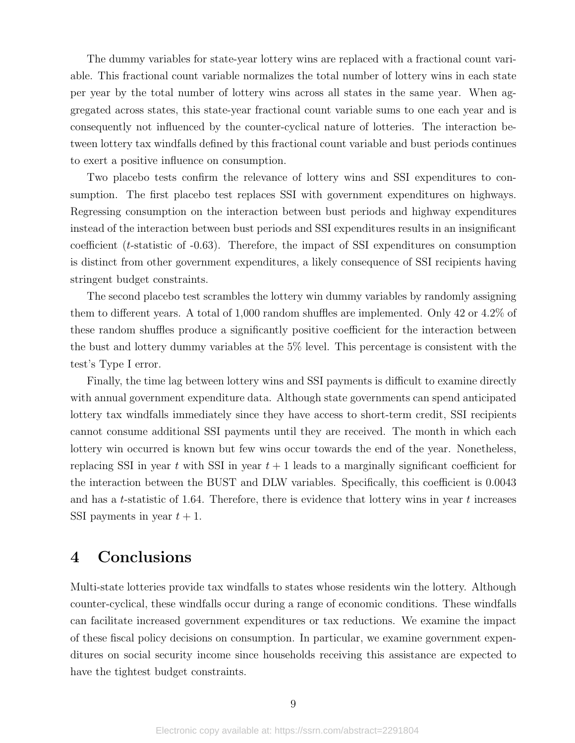The dummy variables for state-year lottery wins are replaced with a fractional count variable. This fractional count variable normalizes the total number of lottery wins in each state per year by the total number of lottery wins across all states in the same year. When aggregated across states, this state-year fractional count variable sums to one each year and is consequently not influenced by the counter-cyclical nature of lotteries. The interaction between lottery tax windfalls defined by this fractional count variable and bust periods continues to exert a positive influence on consumption.

Two placebo tests confirm the relevance of lottery wins and SSI expenditures to consumption. The first placebo test replaces SSI with government expenditures on highways. Regressing consumption on the interaction between bust periods and highway expenditures instead of the interaction between bust periods and SSI expenditures results in an insignificant coefficient ($t$-statistic of -0.63). Therefore, the impact of SSI expenditures on consumption is distinct from other government expenditures, a likely consequence of SSI recipients having stringent budget constraints.

The second placebo test scrambles the lottery win dummy variables by randomly assigning them to different years. A total of 1,000 random shuffles are implemented. Only 42 or 4.2% of these random shuffles produce a significantly positive coefficient for the interaction between the bust and lottery dummy variables at the 5% level. This percentage is consistent with the test's Type I error.

Finally, the time lag between lottery wins and SSI payments is difficult to examine directly with annual government expenditure data. Although state governments can spend anticipated lottery tax windfalls immediately since they have access to short-term credit, SSI recipients cannot consume additional SSI payments until they are received. The month in which each lottery win occurred is known but few wins occur towards the end of the year. Nonetheless, replacing SSI in year $t$ with SSI in year $t+1$ leads to a marginally significant coefficient for the interaction between the BUST and DLW variables. Specifically, this coefficient is 0.0043 and has a $t$-statistic of 1.64. Therefore, there is evidence that lottery wins in year $t$ increases SSI payments in year $t+1$.

# 4 Conclusions

Multi-state lotteries provide tax windfalls to states whose residents win the lottery. Although counter-cyclical, these windfalls occur during a range of economic conditions. These windfalls can facilitate increased government expenditures or tax reductions. We examine the impact of these fiscal policy decisions on consumption. In particular, we examine government expenditures on social security income since households receiving this assistance are expected to have the tightest budget constraints.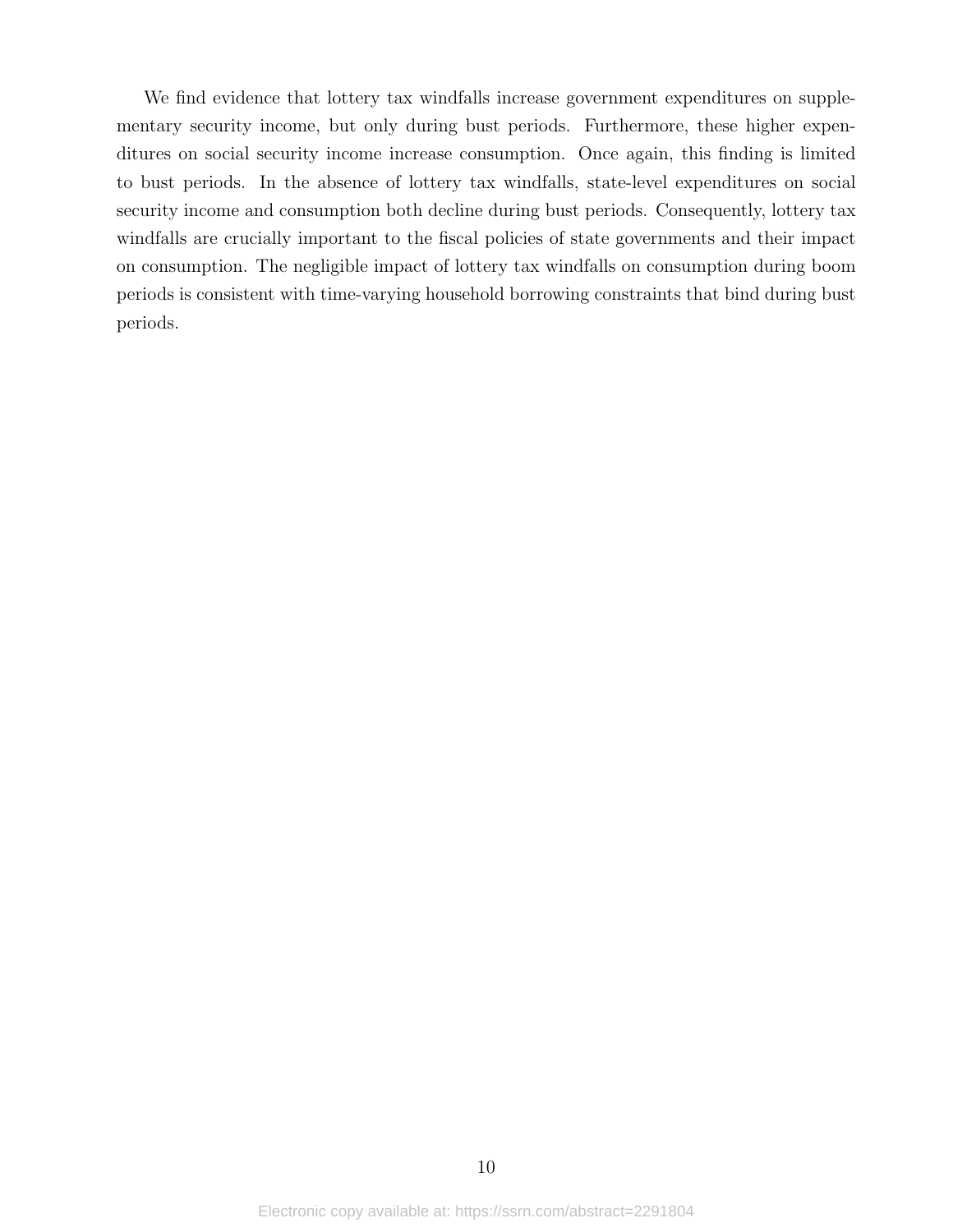We find evidence that lottery tax windfalls increase government expenditures on supplementary security income, but only during bust periods. Furthermore, these higher expenditures on social security income increase consumption. Once again, this finding is limited to bust periods. In the absence of lottery tax windfalls, state-level expenditures on social security income and consumption both decline during bust periods. Consequently, lottery tax windfalls are crucially important to the fiscal policies of state governments and their impact on consumption. The negligible impact of lottery tax windfalls on consumption during boom periods is consistent with time-varying household borrowing constraints that bind during bust periods.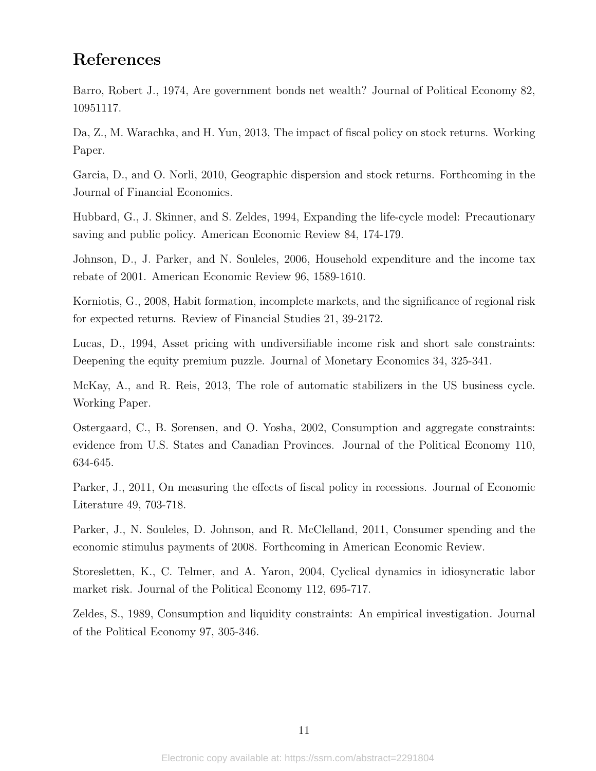# References

Barro, Robert J., 1974, Are government bonds net wealth? Journal of Political Economy 82, 10951117.

Da, Z., M. Warachka, and H. Yun, 2013, The impact of fiscal policy on stock returns. Working Paper.

Garcia, D., and O. Norli, 2010, Geographic dispersion and stock returns. Forthcoming in the Journal of Financial Economics.

Hubbard, G., J. Skinner, and S. Zeldes, 1994, Expanding the life-cycle model: Precautionary saving and public policy. American Economic Review 84, 174-179.

Johnson, D., J. Parker, and N. Souleles, 2006, Household expenditure and the income tax rebate of 2001. American Economic Review 96, 1589-1610.

Korniotis, G., 2008, Habit formation, incomplete markets, and the significance of regional risk for expected returns. Review of Financial Studies 21, 39-2172.

Lucas, D., 1994, Asset pricing with undiversifiable income risk and short sale constraints: Deepening the equity premium puzzle. Journal of Monetary Economics 34, 325-341.

McKay, A., and R. Reis, 2013, The role of automatic stabilizers in the US business cycle. Working Paper.

Ostergaard, C., B. Sorensen, and O. Yosha, 2002, Consumption and aggregate constraints: evidence from U.S. States and Canadian Provinces. Journal of the Political Economy 110, 634-645.

Parker, J., 2011, On measuring the effects of fiscal policy in recessions. Journal of Economic Literature 49, 703-718.

Parker, J., N. Souleles, D. Johnson, and R. McClelland, 2011, Consumer spending and the economic stimulus payments of 2008. Forthcoming in American Economic Review.

Storesletten, K., C. Telmer, and A. Yaron, 2004, Cyclical dynamics in idiosyncratic labor market risk. Journal of the Political Economy 112, 695-717.

Zeldes, S., 1989, Consumption and liquidity constraints: An empirical investigation. Journal of the Political Economy 97, 305-346.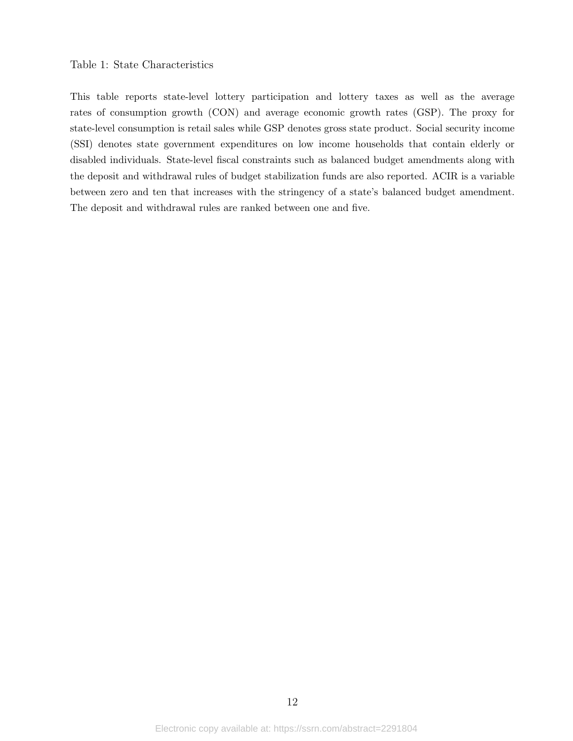Table 1: State Characteristics

This table reports state-level lottery participation and lottery taxes as well as the average rates of consumption growth (CON) and average economic growth rates (GSP). The proxy for state-level consumption is retail sales while GSP denotes gross state product. Social security income (SSI) denotes state government expenditures on low income households that contain elderly or disabled individuals. State-level fiscal constraints such as balanced budget amendments along with the deposit and withdrawal rules of budget stabilization funds are also reported. ACIR is a variable between zero and ten that increases with the stringency of a state's balanced budget amendment. The deposit and withdrawal rules are ranked between one and five.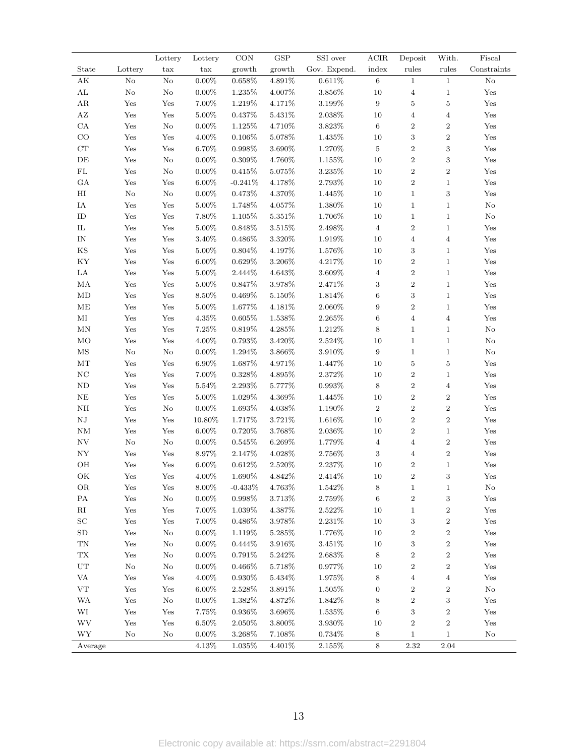| State | Lottery | Lottery tax | Lottery tax | CON growth | GSP growth | SSI over Gov. Expend. | ACIR index | Deposit rules | With. rules | Fiscal Constraints |
|---|---|---|---|---|---|---|---|---|---|---|
| AK | No | No | 0.00% | 0.658% | 4.891% | 0.611% | 6 | 1 | 1 | No |
| AL | No | No | 0.00% | 1.235% | 4.007% | 3.856% | 10 | 4 | 1 | Yes |
| AR | Yes | Yes | 7.00% | 1.219% | 4.171% | 3.199% | 9 | 5 | 5 | Yes |
| AZ | Yes | Yes | 5.00% | 0.437% | 5.431% | 2.038% | 10 | 4 | 4 | Yes |
| CA | Yes | No | 0.00% | 1.125% | 4.710% | 3.823% | 6 | 2 | 2 | Yes |
| CO | Yes | Yes | 4.00% | 0.106% | 5.078% | 1.435% | 10 | 3 | 2 | Yes |
| CT | Yes | Yes | 6.70% | 0.998% | 3.690% | 1.270% | 5 | 2 | 3 | Yes |
| DE | Yes | No | 0.00% | 0.309% | 4.760% | 1.155% | 10 | 2 | 3 | Yes |
| FL | Yes | No | 0.00% | 0.415% | 5.075% | 3.235% | 10 | 2 | 2 | Yes |
| GA | Yes | Yes | 6.00% | -0.241% | 4.178% | 2.793% | 10 | 2 | 1 | Yes |
| HI | No | No | 0.00% | 0.473% | 4.370% | 1.445% | 10 | 1 | 3 | Yes |
| IA | Yes | Yes | 5.00% | 1.748% | 4.057% | 1.380% | 10 | 1 | 1 | No |
| ID | Yes | Yes | 7.80% | 1.105% | 5.351% | 1.706% | 10 | 1 | 1 | No |
| IL | Yes | Yes | 5.00% | 0.848% | 3.515% | 2.498% | 4 | 2 | 1 | Yes |
| IN | Yes | Yes | 3.40% | 0.486% | 3.320% | 1.919% | 10 | 4 | 4 | Yes |
| KS | Yes | Yes | 5.00% | 0.804% | 4.197% | 1.576% | 10 | 3 | 1 | Yes |
| KY | Yes | Yes | 6.00% | 0.629% | 3.206% | 4.217% | 10 | 2 | 1 | Yes |
| LA | Yes | Yes | 5.00% | 2.444% | 4.643% | 3.609% | 4 | 2 | 1 | Yes |
| MA | Yes | Yes | 5.00% | 0.847% | 3.978% | 2.471% | 3 | 2 | 1 | Yes |
| MD | Yes | Yes | 8.50% | 0.469% | 5.150% | 1.814% | 6 | 3 | 1 | Yes |
| ME | Yes | Yes | 5.00% | 1.677% | 4.181% | 2.060% | 9 | 2 | 1 | Yes |
| MI | Yes | Yes | 4.35% | 0.605% | 1.538% | 2.265% | 6 | 4 | 4 | Yes |
| MN | Yes | Yes | 7.25% | 0.819% | 4.285% | 1.212% | 8 | 1 | 1 | No |
| MO | Yes | Yes | 4.00% | 0.793% | 3.420% | 2.524% | 10 | 1 | 1 | No |
| MS | No | No | 0.00% | 1.294% | 3.866% | 3.910% | 9 | 1 | 1 | No |
| MT | Yes | Yes | 6.90% | 1.687% | 4.971% | 1.447% | 10 | 5 | 5 | Yes |
| NC | Yes | Yes | 7.00% | 0.328% | 4.895% | 2.372% | 10 | 2 | 1 | Yes |
| ND | Yes | Yes | 5.54% | 2.293% | 5.777% | 0.993% | 8 | 2 | 4 | Yes |
| NE | Yes | Yes | 5.00% | 1.029% | 4.369% | 1.445% | 10 | 2 | 2 | Yes |
| NH | Yes | No | 0.00% | 1.693% | 4.038% | 1.190% | 2 | 2 | 2 | Yes |
| NJ | Yes | Yes | 10.80% | 1.717% | 3.721% | 1.616% | 10 | 2 | 2 | Yes |
| NM | Yes | Yes | 6.00% | 0.720% | 3.768% | 2.036% | 10 | 2 | 1 | Yes |
| NV | No | No | 0.00% | 0.545% | 6.269% | 1.779% | 4 | 4 | 2 | Yes |
| NY | Yes | Yes | 8.97% | 2.147% | 4.028% | 2.756% | 3 | 4 | 2 | Yes |
| OH | Yes | Yes | 6.00% | 0.612% | 2.520% | 2.237% | 10 | 2 | 1 | Yes |
| OK | Yes | Yes | 4.00% | 1.690% | 4.842% | 2.414% | 10 | 2 | 3 | Yes |
| OR | Yes | Yes | 8.00% | -0.433% | 4.763% | 1.542% | 8 | 1 | 1 | No |
| PA | Yes | No | 0.00% | 0.998% | 3.713% | 2.759% | 6 | 2 | 3 | Yes |
| RI | Yes | Yes | 7.00% | 1.039% | 4.387% | 2.522% | 10 | 1 | 2 | Yes |
| SC | Yes | Yes | 7.00% | 0.486% | 3.978% | 2.231% | 10 | 3 | 2 | Yes |
| SD | Yes | No | 0.00% | 1.119% | 5.285% | 1.776% | 10 | 2 | 2 | Yes |
| TN | Yes | No | 0.00% | 0.444% | 3.916% | 3.451% | 10 | 3 | 2 | Yes |
| TX | Yes | No | 0.00% | 0.791% | 5.242% | 2.683% | 8 | 2 | 2 | Yes |
| UT | No | No | 0.00% | 0.466% | 5.718% | 0.977% | 10 | 2 | 2 | Yes |
| VA | Yes | Yes | 4.00% | 0.930% | 5.434% | 1.975% | 8 | 4 | 4 | Yes |
| VT | Yes | Yes | 6.00% | 2.528% | 3.891% | 1.505% | 0 | 2 | 2 | No |
| WA | Yes | No | 0.00% | 1.382% | 4.872% | 1.842% | 8 | 2 | 3 | Yes |
| WI | Yes | Yes | 7.75% | 0.936% | 3.696% | 1.535% | 6 | 3 | 2 | Yes |
| WV | Yes | Yes | 6.50% | 2.050% | 3.800% | 3.930% | 10 | 2 | 2 | Yes |
| WY | No | No | 0.00% | 3.268% | 7.108% | 0.734% | 8 | 1 | 1 | No |
| Average | | | 4.13% | 1.035% | 4.401% | 2.155% | 8 | 2.32 | 2.04 | |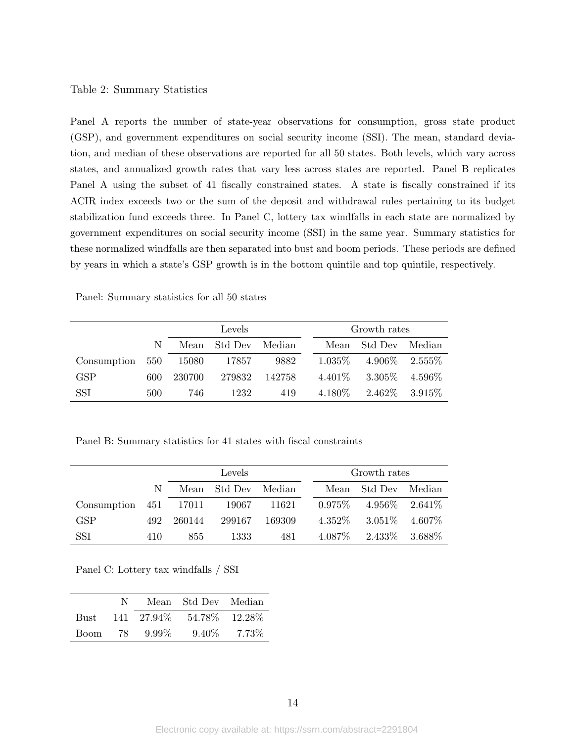Table 2: Summary Statistics

Panel A reports the number of state-year observations for consumption, gross state product (GSP), and government expenditures on social security income (SSI). The mean, standard deviation, and median of these observations are reported for all 50 states. Both levels, which vary across states, and annualized growth rates that vary less across states are reported. Panel B replicates Panel A using the subset of 41 fiscally constrained states. A state is fiscally constrained if its ACIR index exceeds two or the sum of the deposit and withdrawal rules pertaining to its budget stabilization fund exceeds three. In Panel C, lottery tax windfalls in each state are normalized by government expenditures on social security income (SSI) in the same year. Summary statistics for these normalized windfalls are then separated into bust and boom periods. These periods are defined by years in which a state's GSP growth is in the bottom quintile and top quintile, respectively.

Panel: Summary statistics for all 50 states

| | | Levels | | | Growth rates | | |
|---|---|---|---|---|---|---|---|
| | N | Mean | Std Dev | Median | Mean | Std Dev | Median |
| Consumption | 550 | 15080 | 17857 | 9882 | 1.035% | 4.906% | 2.555% |
| GSP | 600 | 230700 | 279832 | 142758 | 4.401% | 3.305% | 4.596% |
| SSI | 500 | 746 | 1232 | 419 | 4.180% | 2.462% | 3.915% |

Panel B: Summary statistics for 41 states with fiscal constraints

| | | Levels | | | Growth rates | | |
|---|---|---|---|---|---|---|---|
| | N | Mean | Std Dev | Median | Mean | Std Dev | Median |
| Consumption | 451 | 17011 | 19067 | 11621 | 0.975% | 4.956% | 2.641% |
| GSP | 492 | 260144 | 299167 | 169309 | 4.352% | 3.051% | 4.607% |
| SSI | 410 | 855 | 1333 | 481 | 4.087% | 2.433% | 3.688% |

Panel C: Lottery tax windfalls / SSI

| | N | Mean | Std Dev | Median |
|---|---|---|---|---|
| Bust | 141 | 27.94% | 54.78% | 12.28% |
| Boom | 78 | 9.99% | 9.40% | 7.73% |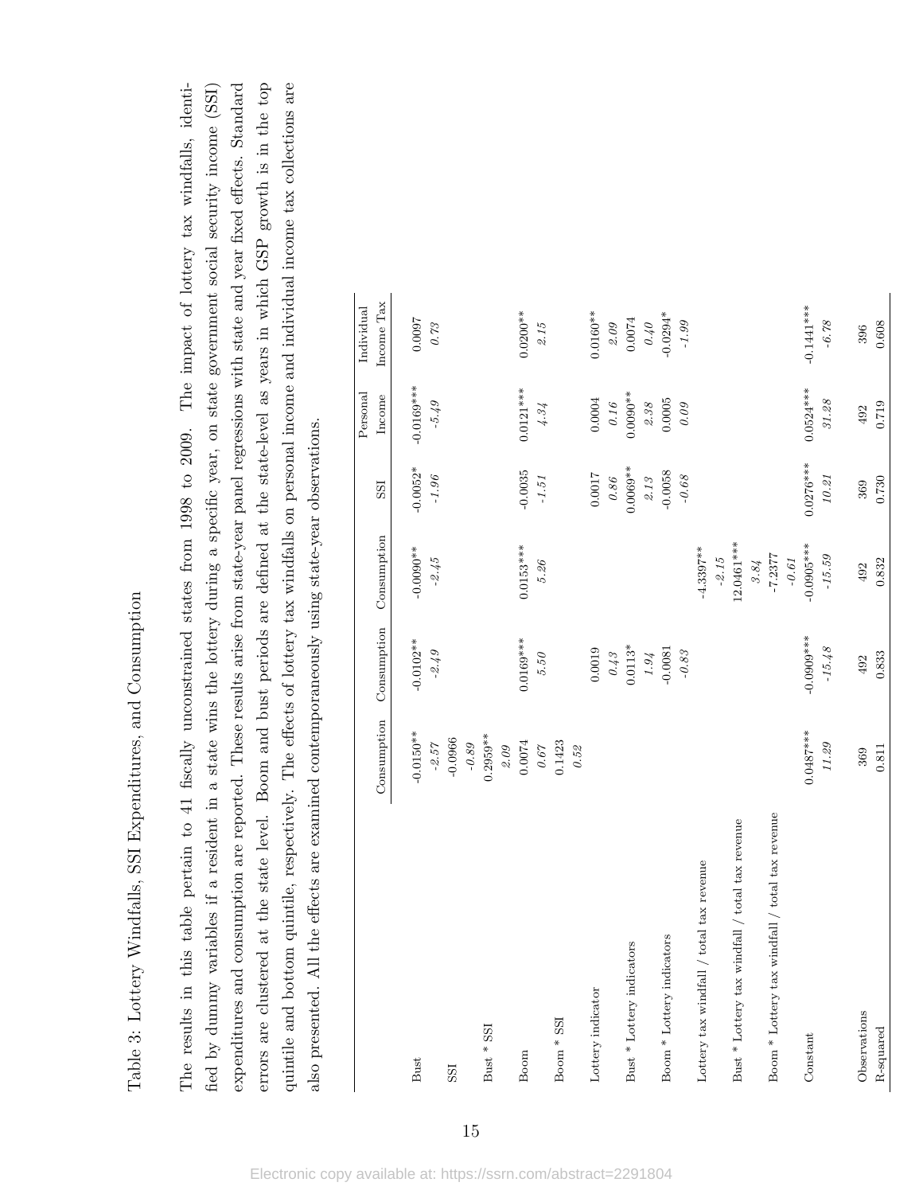# Table 3: Lottery Windfalls, SSI Expenditures, and Consumption

The results in this table pertain to 41 fiscally unconstrained states from 1998 to 2009. The impact of lottery tax windfalls, identified by dummy variables if a resident in a state wins the lottery during a specific year, on state government social security income (SSI) expenditures and consumption are reported. These results arise from state-year panel regressions with state and year fixed effects. Standard errors are clustered at the state level. Boom and bust periods are defined at the state-level as years in which GSP growth is in the top quintile and bottom quintile, respectively. The effects of lottery tax windfalls on personal income and individual income tax collections are also presented. All the effects are examined contemporaneously using state-year observations.

| | Consumption | Consumption | Consumption | SSI | Personal Income | Individual Income Tax |
|---|---|---|---|---|---|---|
| Bust | -0.0150** | -0.0102** | -0.0090** | -0.0052* | -0.0169*** | 0.0097 |
| | *-2.57* | *-2.49* | *-2.45* | *-1.96* | *-5.49* | *0.73* |
| SSI | -0.0966 | | | | | |
| | *-0.89* | | | | | |
| Bust * SSI | 0.2959** | | | | | |
| | *2.09* | | | | | |
| Boom | 0.0074 | 0.0169*** | 0.0153*** | -0.0035 | 0.0121*** | 0.0200** |
| | *0.67* | *5.50* | *5.26* | *-1.51* | *4.34* | *2.15* |
| Boom * SSI | 0.1423 | | | | | |
| | *0.52* | | | | | |
| Lottery indicator | | 0.0019 | | 0.0017 | 0.0004 | 0.0160** |
| | | *0.43* | | *0.86* | *0.16* | *2.09* |
| Bust * Lottery indicators | | 0.0113* | | 0.0069** | 0.0090** | 0.0074 |
| | | *1.94* | | *2.13* | *2.38* | *0.40* |
| Boom * Lottery indicators | | -0.0081 | | -0.0058 | 0.0005 | -0.0294* |
| | | *-0.83* | | *-0.68* | *0.09* | *-1.99* |
| Lottery tax windfall / total tax revenue | | | -4.3397** | | | |
| | | | *-2.15* | | | |
| Bust * Lottery tax windfall / total tax revenue | | | 12.0461*** | | | |
| | | | *3.84* | | | |
| Boom * Lottery tax windfall / total tax revenue | | | -7.2377 | | | |
| | | | *-0.61* | | | |
| Constant | 0.0487*** | -0.0909*** | -0.0905*** | 0.0276*** | 0.0524*** | -0.1441*** |
| | *11.29* | *-15.48* | *-15.59* | *10.21* | *31.28* | *-6.78* |
| Observations | 369 | 492 | 492 | 369 | 492 | 396 |
| R-squared | 0.811 | 0.833 | 0.832 | 0.730 | 0.719 | 0.608 |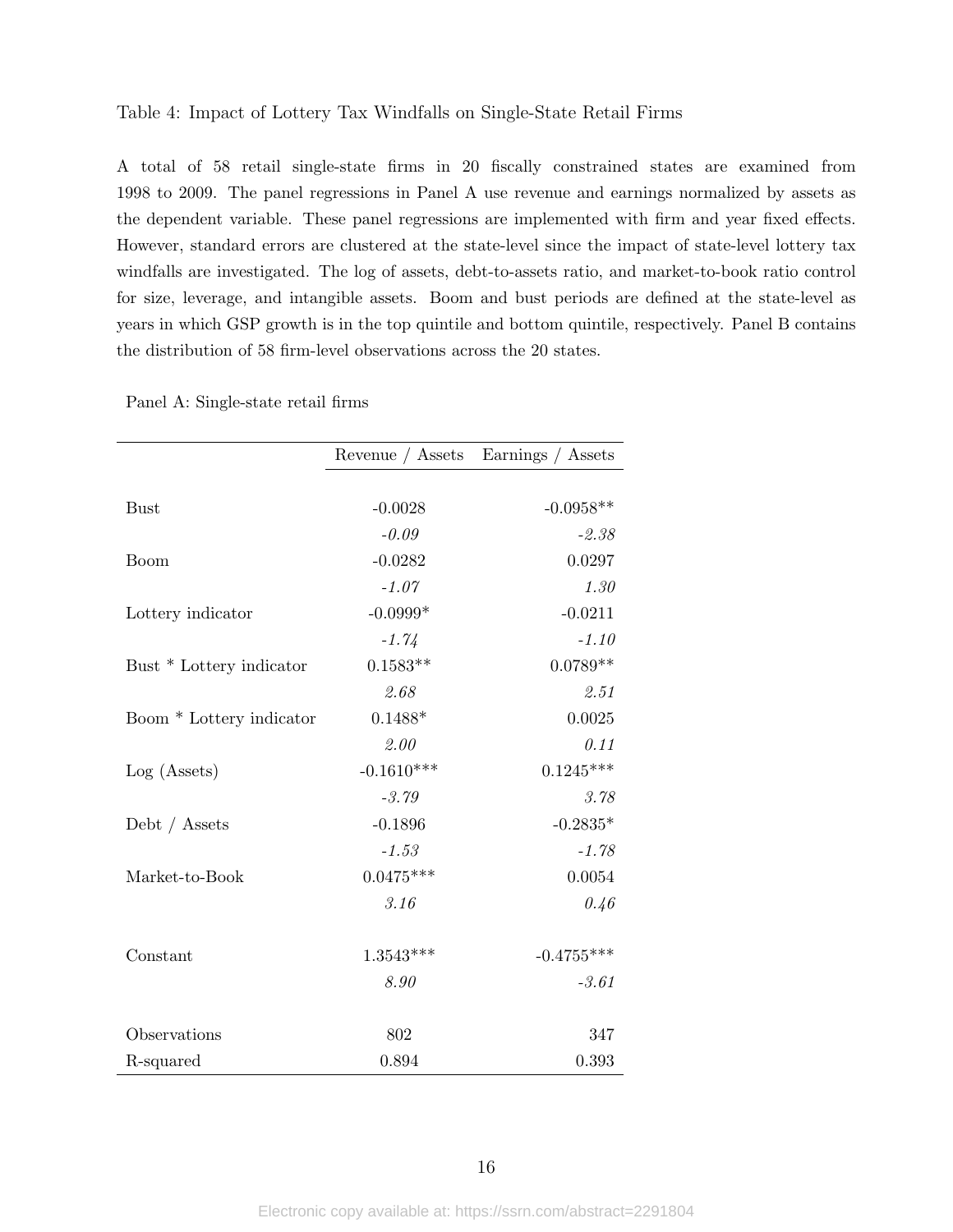Table 4: Impact of Lottery Tax Windfalls on Single-State Retail Firms

A total of 58 retail single-state firms in 20 fiscally constrained states are examined from 1998 to 2009. The panel regressions in Panel A use revenue and earnings normalized by assets as the dependent variable. These panel regressions are implemented with firm and year fixed effects. However, standard errors are clustered at the state-level since the impact of state-level lottery tax windfalls are investigated. The log of assets, debt-to-assets ratio, and market-to-book ratio control for size, leverage, and intangible assets. Boom and bust periods are defined at the state-level as years in which GSP growth is in the top quintile and bottom quintile, respectively. Panel B contains the distribution of 58 firm-level observations across the 20 states.

Panel A: Single-state retail firms

| | Revenue / Assets | Earnings / Assets |
|---|---|---|
| Bust | -0.0028 | -0.0958** |
| | *-0.09* | *-2.38* |
| Boom | -0.0282 | 0.0297 |
| | *-1.07* | *1.30* |
| Lottery indicator | -0.0999* | -0.0211 |
| | *-1.74* | *-1.10* |
| Bust * Lottery indicator | 0.1583** | 0.0789** |
| | *2.68* | *2.51* |
| Boom * Lottery indicator | 0.1488* | 0.0025 |
| | *2.00* | *0.11* |
| Log (Assets) | -0.1610*** | 0.1245*** |
| | *-3.79* | *3.78* |
| Debt / Assets | -0.1896 | -0.2835* |
| | *-1.53* | *-1.78* |
| Market-to-Book | 0.0475*** | 0.0054 |
| | *3.16* | *0.46* |
| Constant | 1.3543*** | -0.4755*** |
| | *8.90* | *-3.61* |
| Observations | 802 | 347 |
| R-squared | 0.894 | 0.393 |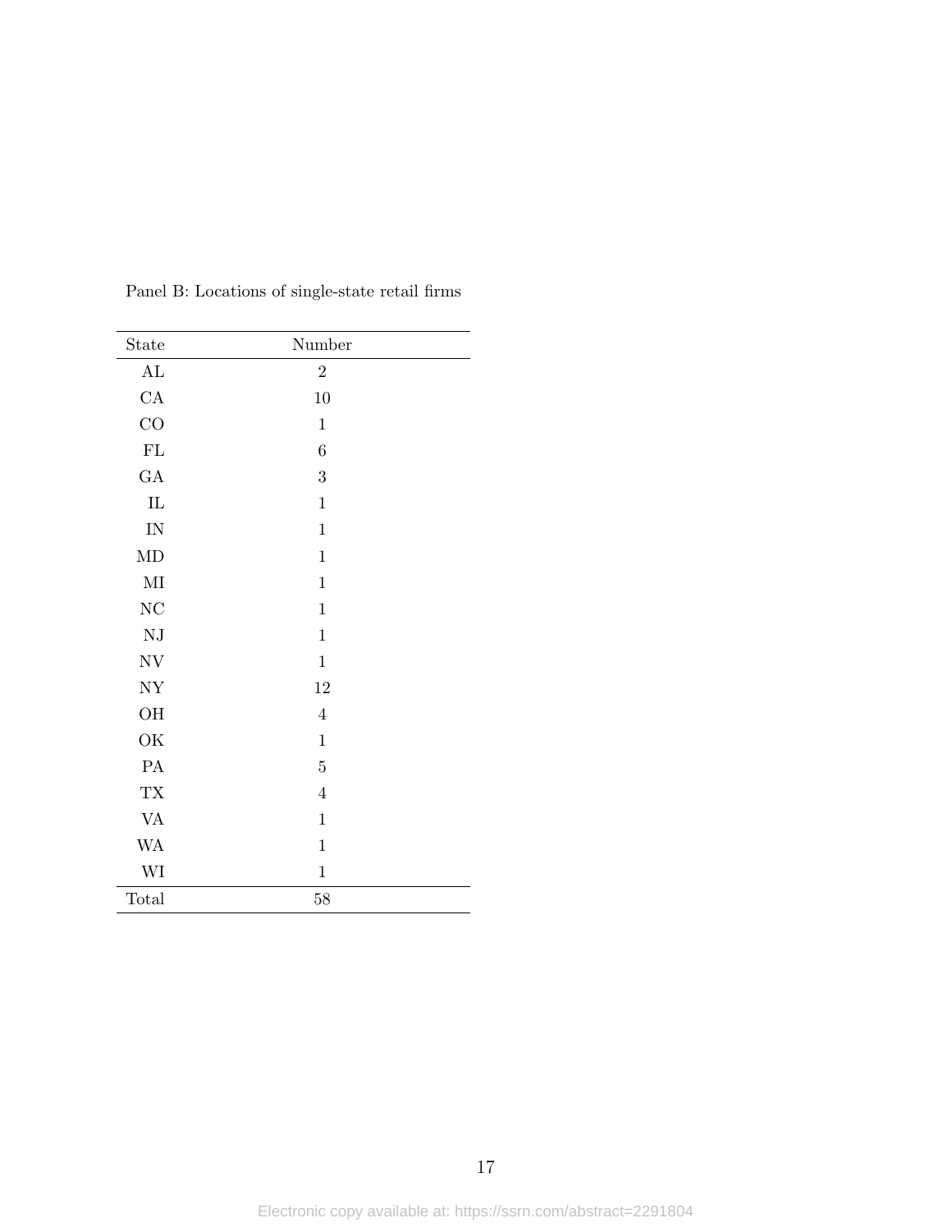Panel B: Locations of single-state retail firms

| State | Number |
|---|---|
| AL | 2 |
| CA | 10 |
| CO | 1 |
| FL | 6 |
| GA | 3 |
| IL | 1 |
| IN | 1 |
| MD | 1 |
| MI | 1 |
| NC | 1 |
| NJ | 1 |
| NV | 1 |
| NY | 12 |
| OH | 4 |
| OK | 1 |
| PA | 5 |
| TX | 4 |
| VA | 1 |
| WA | 1 |
| WI | 1 |
| Total | 58 |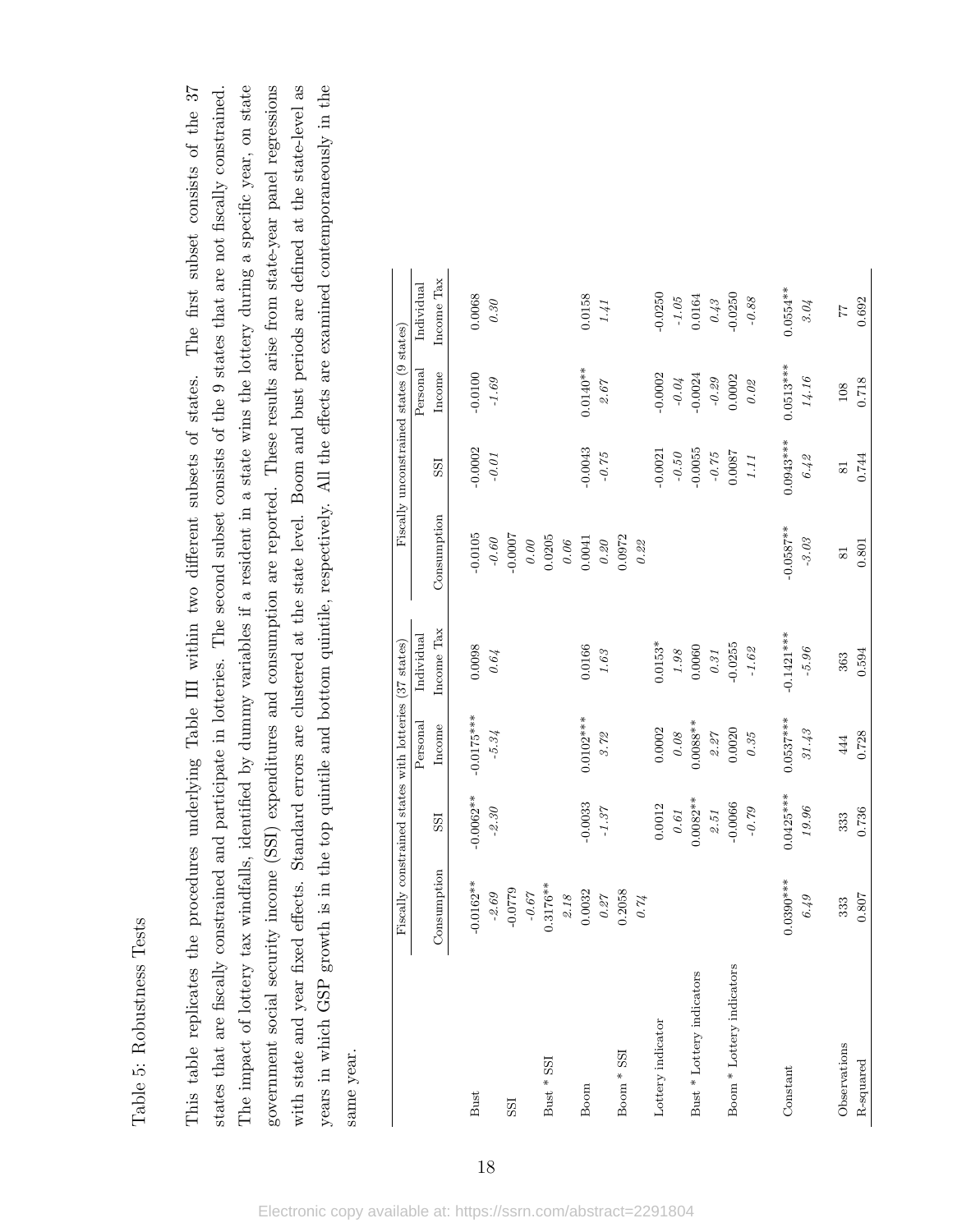Table 5: Robustness Tests

This table replicates the procedures underlying Table III within two different subsets of states. The first subset consists of the 37 states that are fiscally constrained and participate in lotteries. The second subset consists of the 9 states that are not fiscally constrained. The impact of lottery tax windfalls, identified by dummy variables if a resident in a state wins the lottery during a specific year, on state government social security income (SSI) expenditures and consumption are reported. These results arise from state-year panel regressions with state and year fixed effects. Standard errors are clustered at the state level. Boom and bust periods are defined at the state-level as years in which GSP growth is in the top quintile and bottom quintile, respectively. All the effects are examined contemporaneously in the same year.

| | Fiscally constrained states with lotteries (37 states) | | | | Fiscally unconstrained states (9 states) | | | |
|---|---|---|---|---|---|---|---|---|
| | Consumption | SSI | Personal Income | Individual Income Tax | Consumption | SSI | Personal Income | Individual Income Tax |
| Bust | -0.0162** | -0.0062** | -0.0175*** | 0.0098 | -0.0105 | -0.0002 | -0.0100 | 0.0068 |
| | *-2.69* | *-2.30* | *-5.34* | *0.64* | *-0.60* | *-0.01* | *-1.69* | *0.30* |
| SSI | -0.0779 | | | | -0.0007 | | | |
| | *-0.67* | | | | *0.00* | | | |
| Bust * SSI | 0.3176** | | | | 0.0205 | | | |
| | *2.18* | | | | *0.06* | | | |
| Boom | 0.0032 | -0.0033 | 0.0102*** | 0.0166 | 0.0041 | -0.0043 | 0.0140** | 0.0158 |
| | *0.27* | *-1.37* | *3.72* | *1.63* | *0.20* | *-0.75* | *2.67* | *1.41* |
| Boom * SSI | 0.2058 | | | | 0.0972 | | | |
| | *0.74* | | | | *0.22* | | | |
| Lottery indicator | | 0.0012 | 0.0002 | 0.0153* | | -0.0021 | -0.0002 | -0.0250 |
| | | *0.61* | *0.08* | *1.98* | | *-0.50* | *-0.04* | *-1.05* |
| Bust * Lottery indicators | | 0.0082** | 0.0088** | 0.0060 | | -0.0055 | -0.0024 | 0.0164 |
| | | *2.51* | *2.27* | *0.31* | | *-0.75* | *-0.29* | *0.43* |
| Boom * Lottery indicators | | -0.0066 | 0.0020 | -0.0255 | | 0.0087 | 0.0002 | -0.0250 |
| | | *-0.79* | *0.35* | *-1.62* | | *1.11* | *0.02* | *-0.88* |
| Constant | 0.0390*** | 0.0425*** | 0.0537*** | -0.1421*** | -0.0587** | 0.0943*** | 0.0513*** | 0.0554** |
| | *6.49* | *19.96* | *31.43* | *-5.96* | *-3.03* | *6.42* | *14.16* | *3.04* |
| Observations | 333 | 333 | 444 | 363 | 81 | 81 | 108 | 77 |
| R-squared | 0.807 | 0.736 | 0.728 | 0.594 | 0.801 | 0.744 | 0.718 | 0.692 |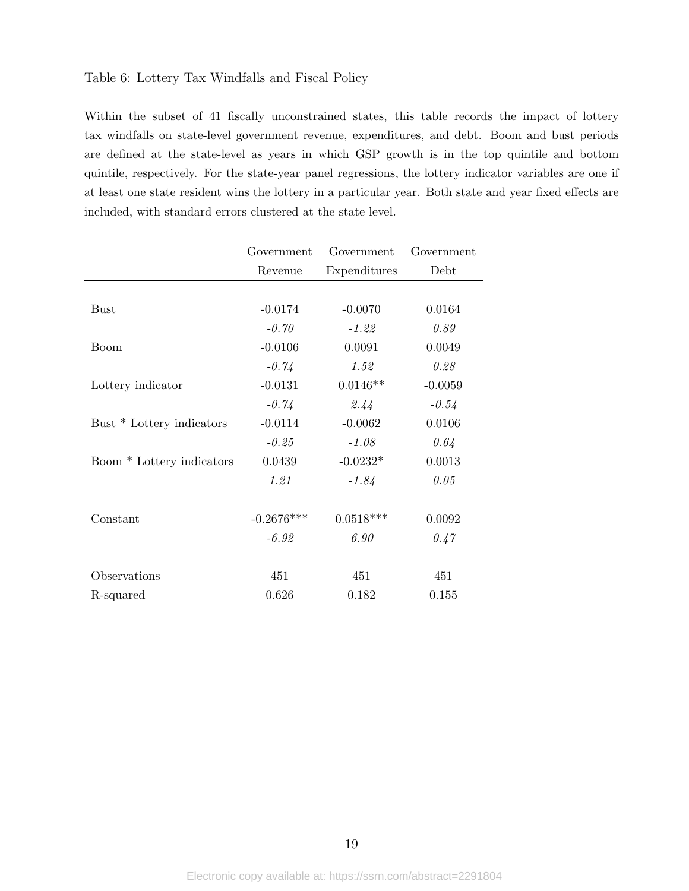Table 6: Lottery Tax Windfalls and Fiscal Policy

Within the subset of 41 fiscally unconstrained states, this table records the impact of lottery tax windfalls on state-level government revenue, expenditures, and debt. Boom and bust periods are defined at the state-level as years in which GSP growth is in the top quintile and bottom quintile, respectively. For the state-year panel regressions, the lottery indicator variables are one if at least one state resident wins the lottery in a particular year. Both state and year fixed effects are included, with standard errors clustered at the state level.

| | Government Revenue | Government Expenditures | Government Debt |
|---|---|---|---|
| Bust | -0.0174 | -0.0070 | 0.0164 |
| | *-0.70* | *-1.22* | *0.89* |
| Boom | -0.0106 | 0.0091 | 0.0049 |
| | *-0.74* | *1.52* | *0.28* |
| Lottery indicator | -0.0131 | 0.0146** | -0.0059 |
| | *-0.74* | *2.44* | *-0.54* |
| Bust * Lottery indicators | -0.0114 | -0.0062 | 0.0106 |
| | *-0.25* | *-1.08* | *0.64* |
| Boom * Lottery indicators | 0.0439 | -0.0232* | 0.0013 |
| | *1.21* | *-1.84* | *0.05* |
| Constant | -0.2676*** | 0.0518*** | 0.0092 |
| | *-6.92* | *6.90* | *0.47* |
| Observations | 451 | 451 | 451 |
| R-squared | 0.626 | 0.182 | 0.155 |